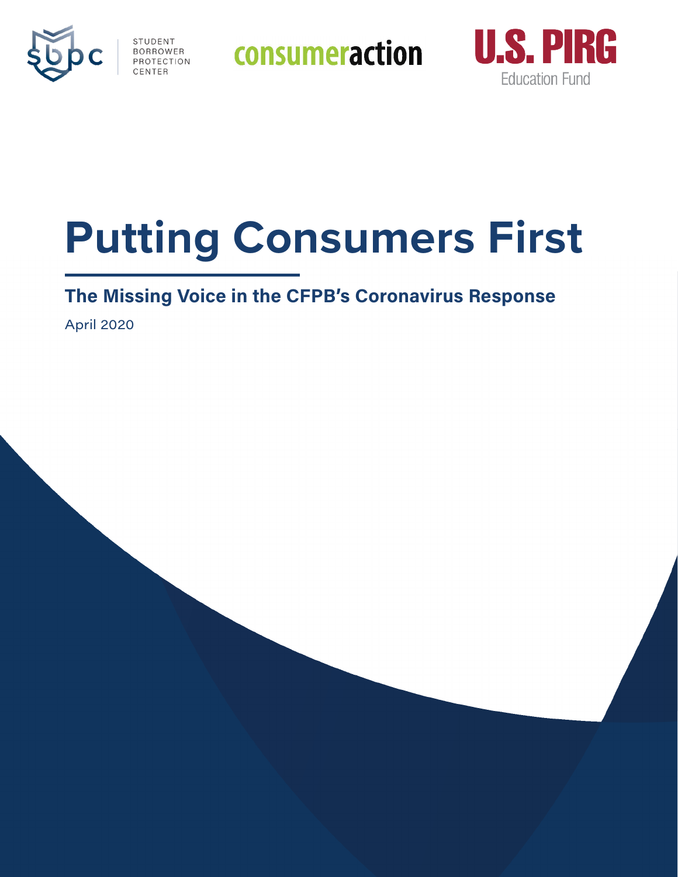STUDENT BORROWER PROTECTION CENTER

consumeraction

U.S. PIRG Education Fund

# Putting Consumers First

## The Missing Voice in the CFPB's Coronavirus Response

April 2020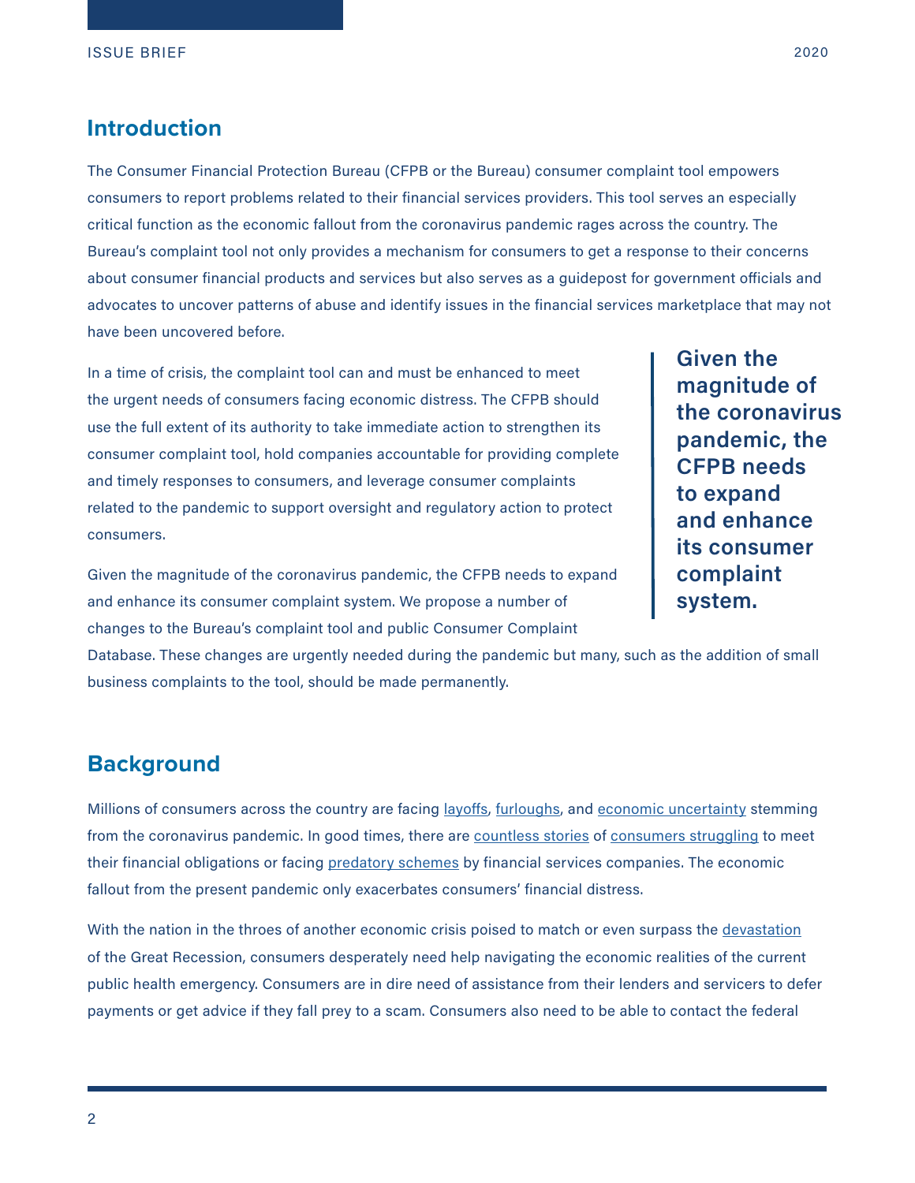## Introduction

The Consumer Financial Protection Bureau (CFPB or the Bureau) consumer complaint tool empowers consumers to report problems related to their financial services providers. This tool serves an especially critical function as the economic fallout from the coronavirus pandemic rages across the country. The Bureau's complaint tool not only provides a mechanism for consumers to get a response to their concerns about consumer financial products and services but also serves as a guidepost for government officials and advocates to uncover patterns of abuse and identify issues in the financial services marketplace that may not have been uncovered before.

In a time of crisis, the complaint tool can and must be enhanced to meet the urgent needs of consumers facing economic distress. The CFPB should use the full extent of its authority to take immediate action to strengthen its consumer complaint tool, hold companies accountable for providing complete and timely responses to consumers, and leverage consumer complaints related to the pandemic to support oversight and regulatory action to protect consumers.

> **Given the magnitude of the coronavirus pandemic, the CFPB needs to expand and enhance its consumer complaint system.**

Given the magnitude of the coronavirus pandemic, the CFPB needs to expand and enhance its consumer complaint system. We propose a number of changes to the Bureau's complaint tool and public Consumer Complaint Database. These changes are urgently needed during the pandemic but many, such as the addition of small business complaints to the tool, should be made permanently.

## Background

Millions of consumers across the country are facing layoffs, furloughs, and economic uncertainty stemming from the coronavirus pandemic. In good times, there are countless stories of consumers struggling to meet their financial obligations or facing predatory schemes by financial services companies. The economic fallout from the present pandemic only exacerbates consumers' financial distress.

With the nation in the throes of another economic crisis poised to match or even surpass the devastation of the Great Recession, consumers desperately need help navigating the economic realities of the current public health emergency. Consumers are in dire need of assistance from their lenders and servicers to defer payments or get advice if they fall prey to a scam. Consumers also need to be able to contact the federal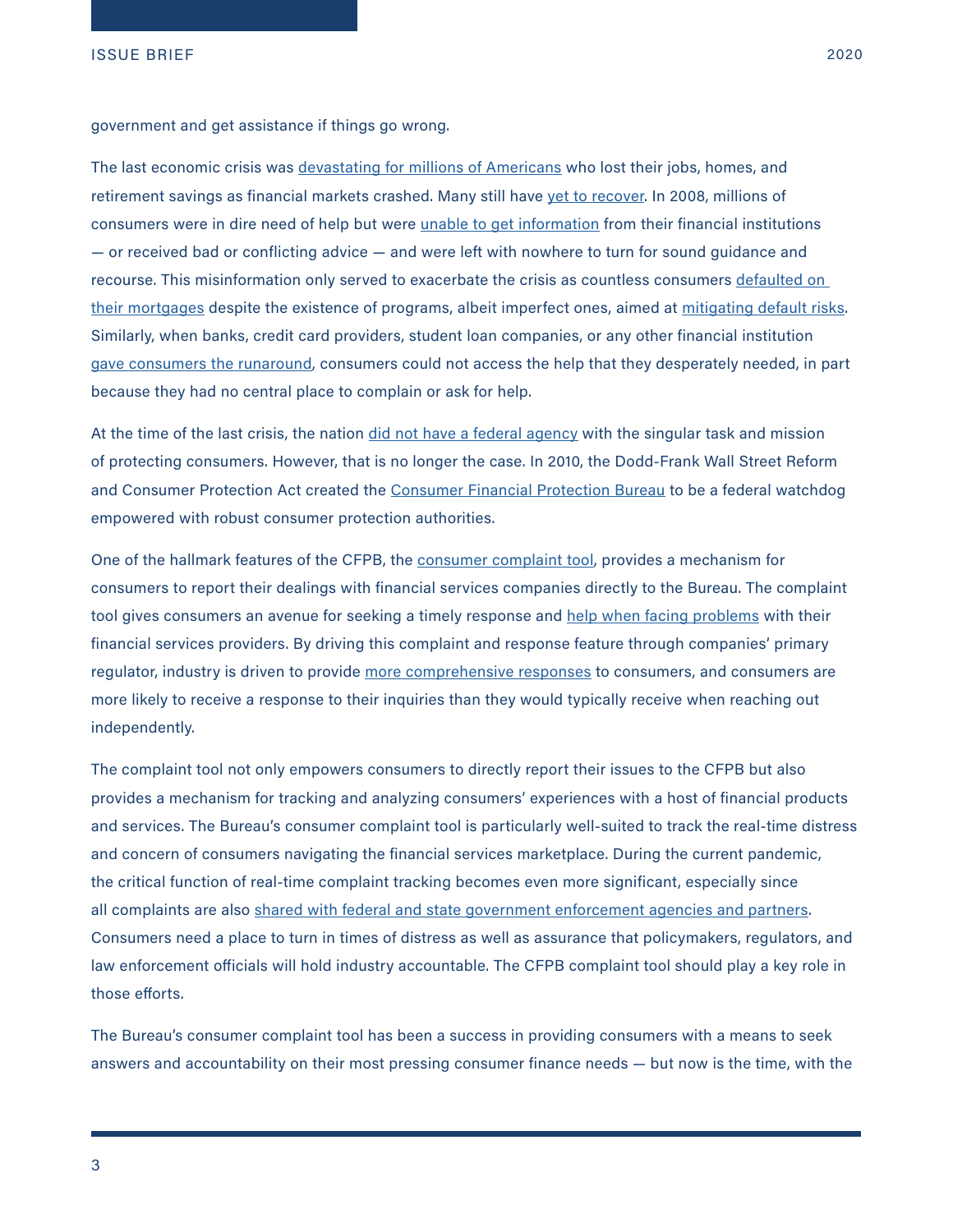government and get assistance if things go wrong.

The last economic crisis was devastating for millions of Americans who lost their jobs, homes, and retirement savings as financial markets crashed. Many still have yet to recover. In 2008, millions of consumers were in dire need of help but were unable to get information from their financial institutions — or received bad or conflicting advice — and were left with nowhere to turn for sound guidance and recourse. This misinformation only served to exacerbate the crisis as countless consumers defaulted on their mortgages despite the existence of programs, albeit imperfect ones, aimed at mitigating default risks. Similarly, when banks, credit card providers, student loan companies, or any other financial institution gave consumers the runaround, consumers could not access the help that they desperately needed, in part because they had no central place to complain or ask for help.

At the time of the last crisis, the nation did not have a federal agency with the singular task and mission of protecting consumers. However, that is no longer the case. In 2010, the Dodd-Frank Wall Street Reform and Consumer Protection Act created the Consumer Financial Protection Bureau to be a federal watchdog empowered with robust consumer protection authorities.

One of the hallmark features of the CFPB, the consumer complaint tool, provides a mechanism for consumers to report their dealings with financial services companies directly to the Bureau. The complaint tool gives consumers an avenue for seeking a timely response and help when facing problems with their financial services providers. By driving this complaint and response feature through companies' primary regulator, industry is driven to provide more comprehensive responses to consumers, and consumers are more likely to receive a response to their inquiries than they would typically receive when reaching out independently.

The complaint tool not only empowers consumers to directly report their issues to the CFPB but also provides a mechanism for tracking and analyzing consumers' experiences with a host of financial products and services. The Bureau's consumer complaint tool is particularly well-suited to track the real-time distress and concern of consumers navigating the financial services marketplace. During the current pandemic, the critical function of real-time complaint tracking becomes even more significant, especially since all complaints are also shared with federal and state government enforcement agencies and partners. Consumers need a place to turn in times of distress as well as assurance that policymakers, regulators, and law enforcement officials will hold industry accountable. The CFPB complaint tool should play a key role in those efforts.

The Bureau's consumer complaint tool has been a success in providing consumers with a means to seek answers and accountability on their most pressing consumer finance needs — but now is the time, with the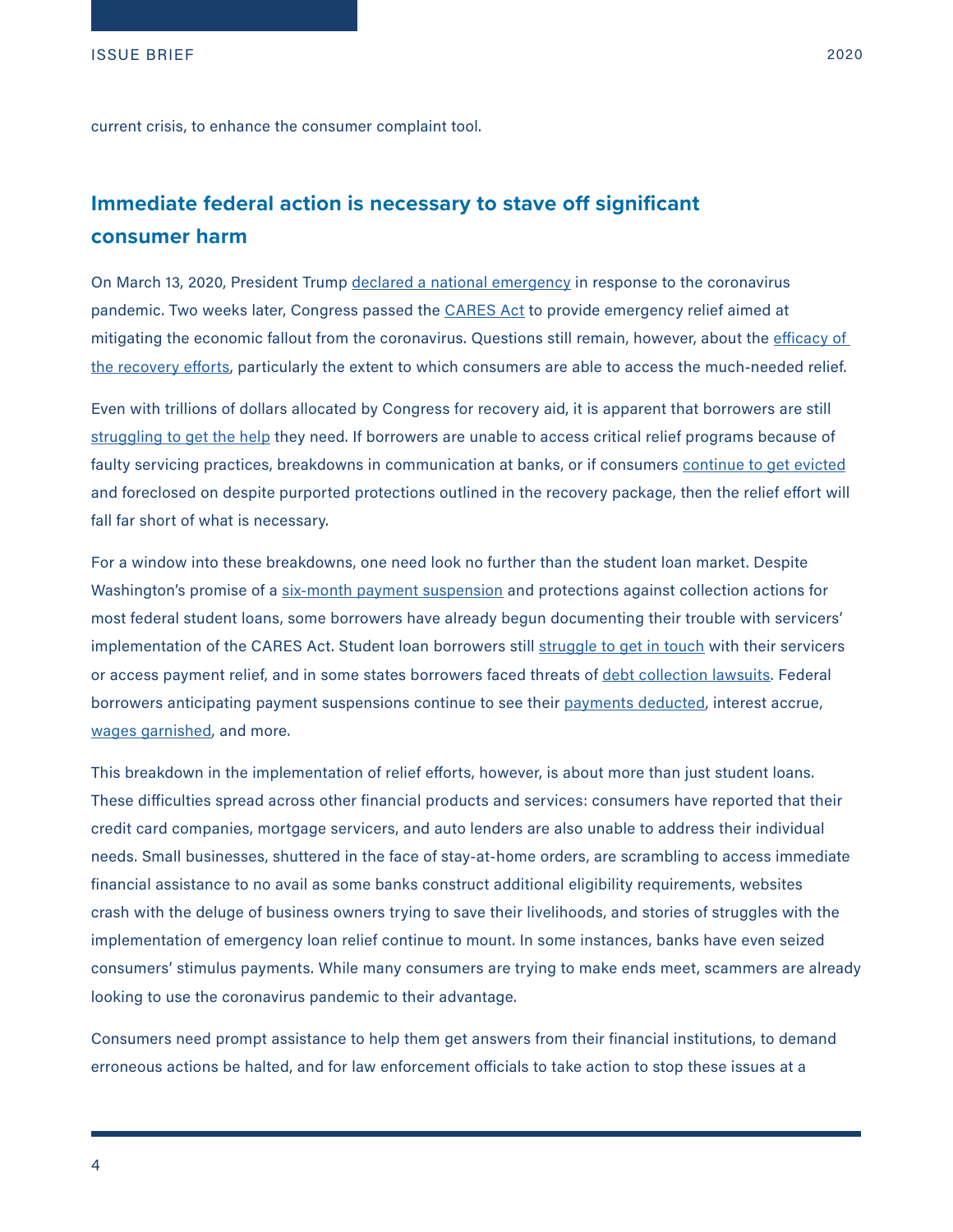current crisis, to enhance the consumer complaint tool.

## Immediate federal action is necessary to stave off significant consumer harm

On March 13, 2020, President Trump declared a national emergency in response to the coronavirus pandemic. Two weeks later, Congress passed the CARES Act to provide emergency relief aimed at mitigating the economic fallout from the coronavirus. Questions still remain, however, about the efficacy of the recovery efforts, particularly the extent to which consumers are able to access the much-needed relief.

Even with trillions of dollars allocated by Congress for recovery aid, it is apparent that borrowers are still struggling to get the help they need. If borrowers are unable to access critical relief programs because of faulty servicing practices, breakdowns in communication at banks, or if consumers continue to get evicted and foreclosed on despite purported protections outlined in the recovery package, then the relief effort will fall far short of what is necessary.

For a window into these breakdowns, one need look no further than the student loan market. Despite Washington's promise of a six-month payment suspension and protections against collection actions for most federal student loans, some borrowers have already begun documenting their trouble with servicers' implementation of the CARES Act. Student loan borrowers still struggle to get in touch with their servicers or access payment relief, and in some states borrowers faced threats of debt collection lawsuits. Federal borrowers anticipating payment suspensions continue to see their payments deducted, interest accrue, wages garnished, and more.

This breakdown in the implementation of relief efforts, however, is about more than just student loans. These difficulties spread across other financial products and services: consumers have reported that their credit card companies, mortgage servicers, and auto lenders are also unable to address their individual needs. Small businesses, shuttered in the face of stay-at-home orders, are scrambling to access immediate financial assistance to no avail as some banks construct additional eligibility requirements, websites crash with the deluge of business owners trying to save their livelihoods, and stories of struggles with the implementation of emergency loan relief continue to mount. In some instances, banks have even seized consumers' stimulus payments. While many consumers are trying to make ends meet, scammers are already looking to use the coronavirus pandemic to their advantage.

Consumers need prompt assistance to help them get answers from their financial institutions, to demand erroneous actions be halted, and for law enforcement officials to take action to stop these issues at a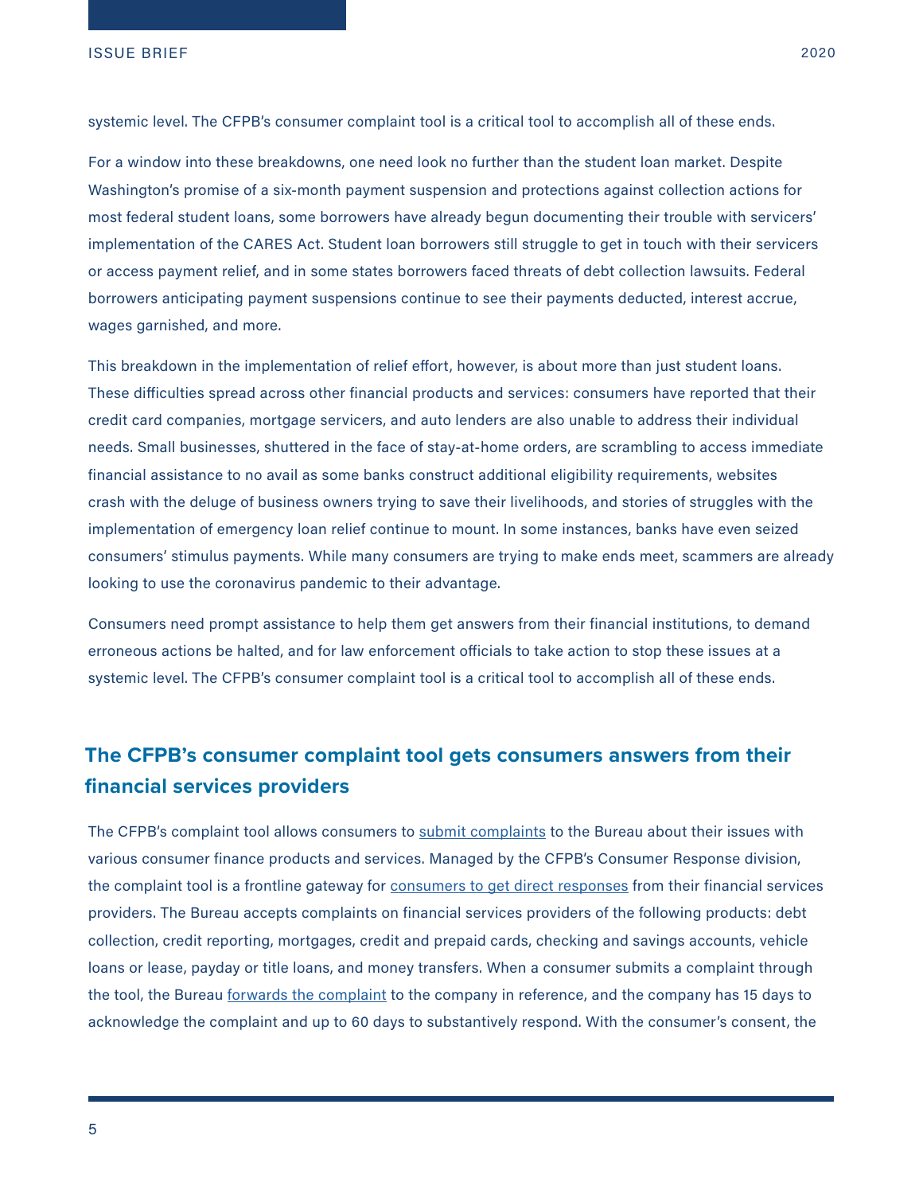systemic level. The CFPB's consumer complaint tool is a critical tool to accomplish all of these ends.

For a window into these breakdowns, one need look no further than the student loan market. Despite Washington's promise of a six-month payment suspension and protections against collection actions for most federal student loans, some borrowers have already begun documenting their trouble with servicers' implementation of the CARES Act. Student loan borrowers still struggle to get in touch with their servicers or access payment relief, and in some states borrowers faced threats of debt collection lawsuits. Federal borrowers anticipating payment suspensions continue to see their payments deducted, interest accrue, wages garnished, and more.

This breakdown in the implementation of relief effort, however, is about more than just student loans. These difficulties spread across other financial products and services: consumers have reported that their credit card companies, mortgage servicers, and auto lenders are also unable to address their individual needs. Small businesses, shuttered in the face of stay-at-home orders, are scrambling to access immediate financial assistance to no avail as some banks construct additional eligibility requirements, websites crash with the deluge of business owners trying to save their livelihoods, and stories of struggles with the implementation of emergency loan relief continue to mount. In some instances, banks have even seized consumers' stimulus payments. While many consumers are trying to make ends meet, scammers are already looking to use the coronavirus pandemic to their advantage.

Consumers need prompt assistance to help them get answers from their financial institutions, to demand erroneous actions be halted, and for law enforcement officials to take action to stop these issues at a systemic level. The CFPB's consumer complaint tool is a critical tool to accomplish all of these ends.

## The CFPB's consumer complaint tool gets consumers answers from their financial services providers

The CFPB's complaint tool allows consumers to submit complaints to the Bureau about their issues with various consumer finance products and services. Managed by the CFPB's Consumer Response division, the complaint tool is a frontline gateway for consumers to get direct responses from their financial services providers. The Bureau accepts complaints on financial services providers of the following products: debt collection, credit reporting, mortgages, credit and prepaid cards, checking and savings accounts, vehicle loans or lease, payday or title loans, and money transfers. When a consumer submits a complaint through the tool, the Bureau forwards the complaint to the company in reference, and the company has 15 days to acknowledge the complaint and up to 60 days to substantively respond. With the consumer's consent, the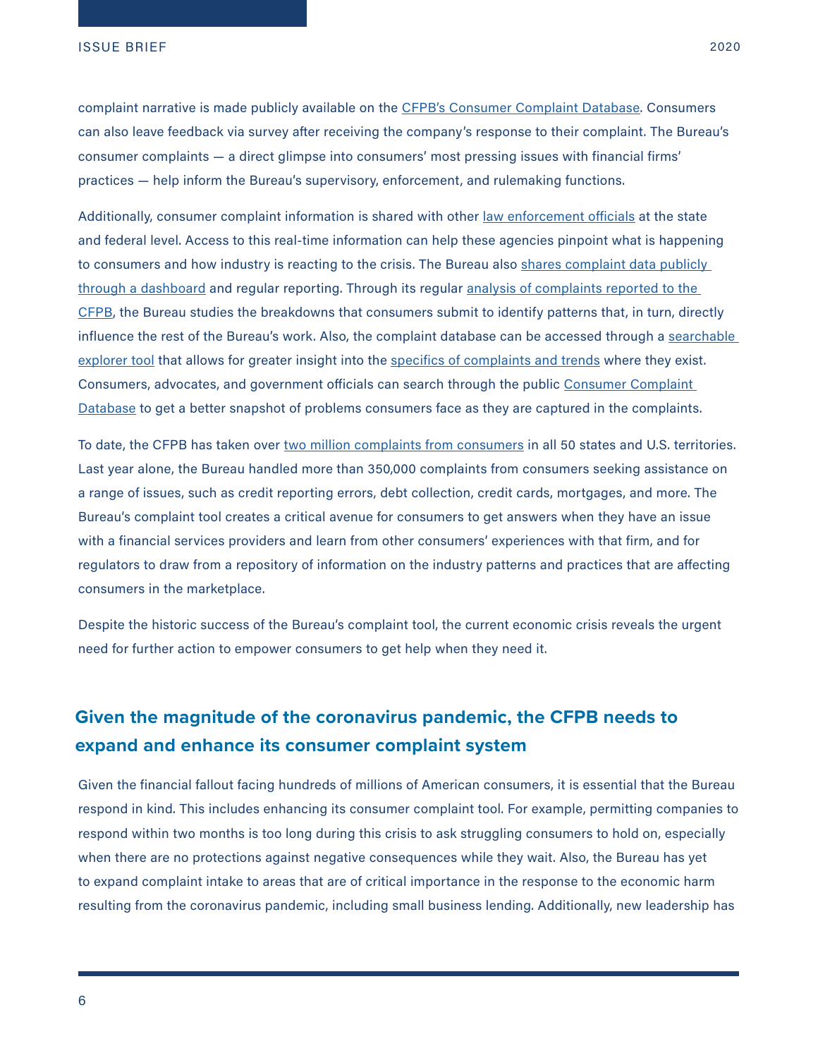complaint narrative is made publicly available on the CFPB's Consumer Complaint Database. Consumers can also leave feedback via survey after receiving the company's response to their complaint. The Bureau's consumer complaints — a direct glimpse into consumers' most pressing issues with financial firms' practices — help inform the Bureau's supervisory, enforcement, and rulemaking functions.

Additionally, consumer complaint information is shared with other law enforcement officials at the state and federal level. Access to this real-time information can help these agencies pinpoint what is happening to consumers and how industry is reacting to the crisis. The Bureau also shares complaint data publicly through a dashboard and regular reporting. Through its regular analysis of complaints reported to the CFPB, the Bureau studies the breakdowns that consumers submit to identify patterns that, in turn, directly influence the rest of the Bureau's work. Also, the complaint database can be accessed through a searchable explorer tool that allows for greater insight into the specifics of complaints and trends where they exist. Consumers, advocates, and government officials can search through the public Consumer Complaint Database to get a better snapshot of problems consumers face as they are captured in the complaints.

To date, the CFPB has taken over two million complaints from consumers in all 50 states and U.S. territories. Last year alone, the Bureau handled more than 350,000 complaints from consumers seeking assistance on a range of issues, such as credit reporting errors, debt collection, credit cards, mortgages, and more. The Bureau's complaint tool creates a critical avenue for consumers to get answers when they have an issue with a financial services providers and learn from other consumers' experiences with that firm, and for regulators to draw from a repository of information on the industry patterns and practices that are affecting consumers in the marketplace.

Despite the historic success of the Bureau's complaint tool, the current economic crisis reveals the urgent need for further action to empower consumers to get help when they need it.

## Given the magnitude of the coronavirus pandemic, the CFPB needs to expand and enhance its consumer complaint system

Given the financial fallout facing hundreds of millions of American consumers, it is essential that the Bureau respond in kind. This includes enhancing its consumer complaint tool. For example, permitting companies to respond within two months is too long during this crisis to ask struggling consumers to hold on, especially when there are no protections against negative consequences while they wait. Also, the Bureau has yet to expand complaint intake to areas that are of critical importance in the response to the economic harm resulting from the coronavirus pandemic, including small business lending. Additionally, new leadership has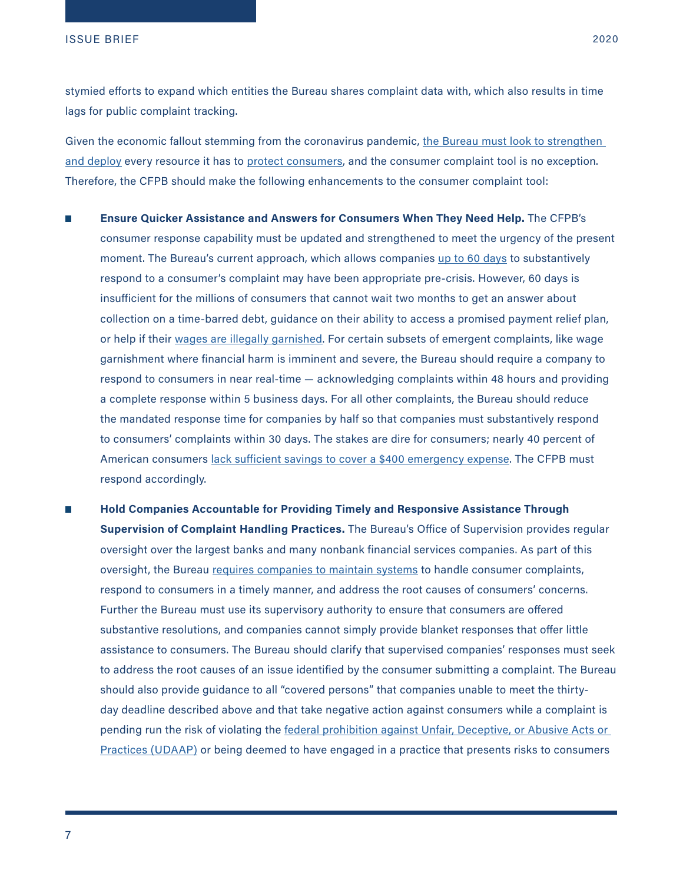stymied efforts to expand which entities the Bureau shares complaint data with, which also results in time lags for public complaint tracking.

Given the economic fallout stemming from the coronavirus pandemic, the Bureau must look to strengthen and deploy every resource it has to protect consumers, and the consumer complaint tool is no exception. Therefore, the CFPB should make the following enhancements to the consumer complaint tool:

- **Ensure Quicker Assistance and Answers for Consumers When They Need Help.** The CFPB's consumer response capability must be updated and strengthened to meet the urgency of the present moment. The Bureau's current approach, which allows companies up to 60 days to substantively respond to a consumer's complaint may have been appropriate pre-crisis. However, 60 days is insufficient for the millions of consumers that cannot wait two months to get an answer about collection on a time-barred debt, guidance on their ability to access a promised payment relief plan, or help if their wages are illegally garnished. For certain subsets of emergent complaints, like wage garnishment where financial harm is imminent and severe, the Bureau should require a company to respond to consumers in near real-time — acknowledging complaints within 48 hours and providing a complete response within 5 business days. For all other complaints, the Bureau should reduce the mandated response time for companies by half so that companies must substantively respond to consumers' complaints within 30 days. The stakes are dire for consumers; nearly 40 percent of American consumers lack sufficient savings to cover a $400 emergency expense. The CFPB must respond accordingly.

- **Hold Companies Accountable for Providing Timely and Responsive Assistance Through Supervision of Complaint Handling Practices.** The Bureau's Office of Supervision provides regular oversight over the largest banks and many nonbank financial services companies. As part of this oversight, the Bureau requires companies to maintain systems to handle consumer complaints, respond to consumers in a timely manner, and address the root causes of consumers' concerns. Further the Bureau must use its supervisory authority to ensure that consumers are offered substantive resolutions, and companies cannot simply provide blanket responses that offer little assistance to consumers. The Bureau should clarify that supervised companies' responses must seek to address the root causes of an issue identified by the consumer submitting a complaint. The Bureau should also provide guidance to all "covered persons" that companies unable to meet the thirty-day deadline described above and that take negative action against consumers while a complaint is pending run the risk of violating the federal prohibition against Unfair, Deceptive, or Abusive Acts or Practices (UDAAP) or being deemed to have engaged in a practice that presents risks to consumers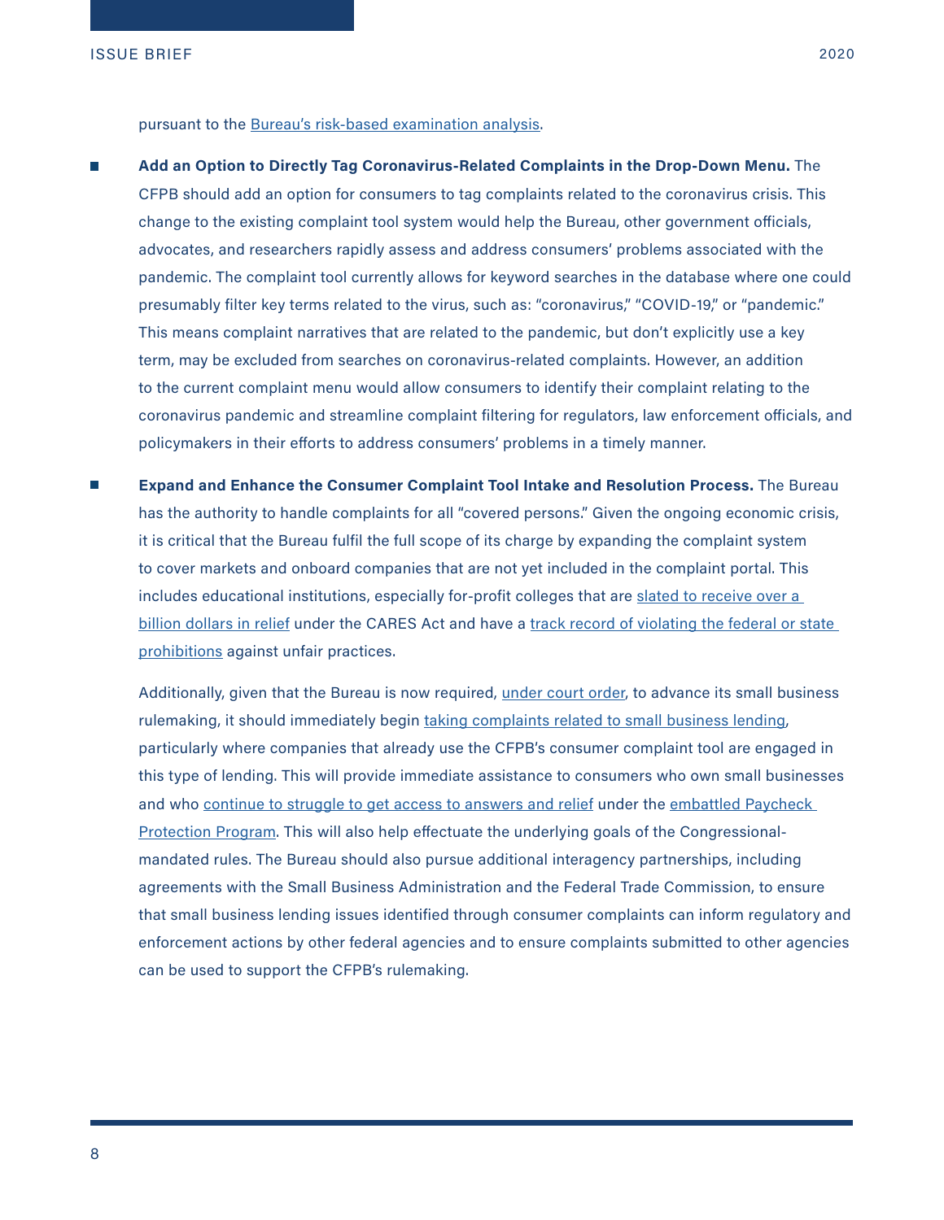pursuant to the Bureau's risk-based examination analysis.

- **Add an Option to Directly Tag Coronavirus-Related Complaints in the Drop-Down Menu.** The CFPB should add an option for consumers to tag complaints related to the coronavirus crisis. This change to the existing complaint tool system would help the Bureau, other government officials, advocates, and researchers rapidly assess and address consumers' problems associated with the pandemic. The complaint tool currently allows for keyword searches in the database where one could presumably filter key terms related to the virus, such as: "coronavirus," "COVID-19," or "pandemic." This means complaint narratives that are related to the pandemic, but don't explicitly use a key term, may be excluded from searches on coronavirus-related complaints. However, an addition to the current complaint menu would allow consumers to identify their complaint relating to the coronavirus pandemic and streamline complaint filtering for regulators, law enforcement officials, and policymakers in their efforts to address consumers' problems in a timely manner.

- **Expand and Enhance the Consumer Complaint Tool Intake and Resolution Process.** The Bureau has the authority to handle complaints for all "covered persons." Given the ongoing economic crisis, it is critical that the Bureau fulfil the full scope of its charge by expanding the complaint system to cover markets and onboard companies that are not yet included in the complaint portal. This includes educational institutions, especially for-profit colleges that are slated to receive over a billion dollars in relief under the CARES Act and have a track record of violating the federal or state prohibitions against unfair practices.

  Additionally, given that the Bureau is now required, under court order, to advance its small business rulemaking, it should immediately begin taking complaints related to small business lending, particularly where companies that already use the CFPB's consumer complaint tool are engaged in this type of lending. This will provide immediate assistance to consumers who own small businesses and who continue to struggle to get access to answers and relief under the embattled Paycheck Protection Program. This will also help effectuate the underlying goals of the Congressional-mandated rules. The Bureau should also pursue additional interagency partnerships, including agreements with the Small Business Administration and the Federal Trade Commission, to ensure that small business lending issues identified through consumer complaints can inform regulatory and enforcement actions by other federal agencies and to ensure complaints submitted to other agencies can be used to support the CFPB's rulemaking.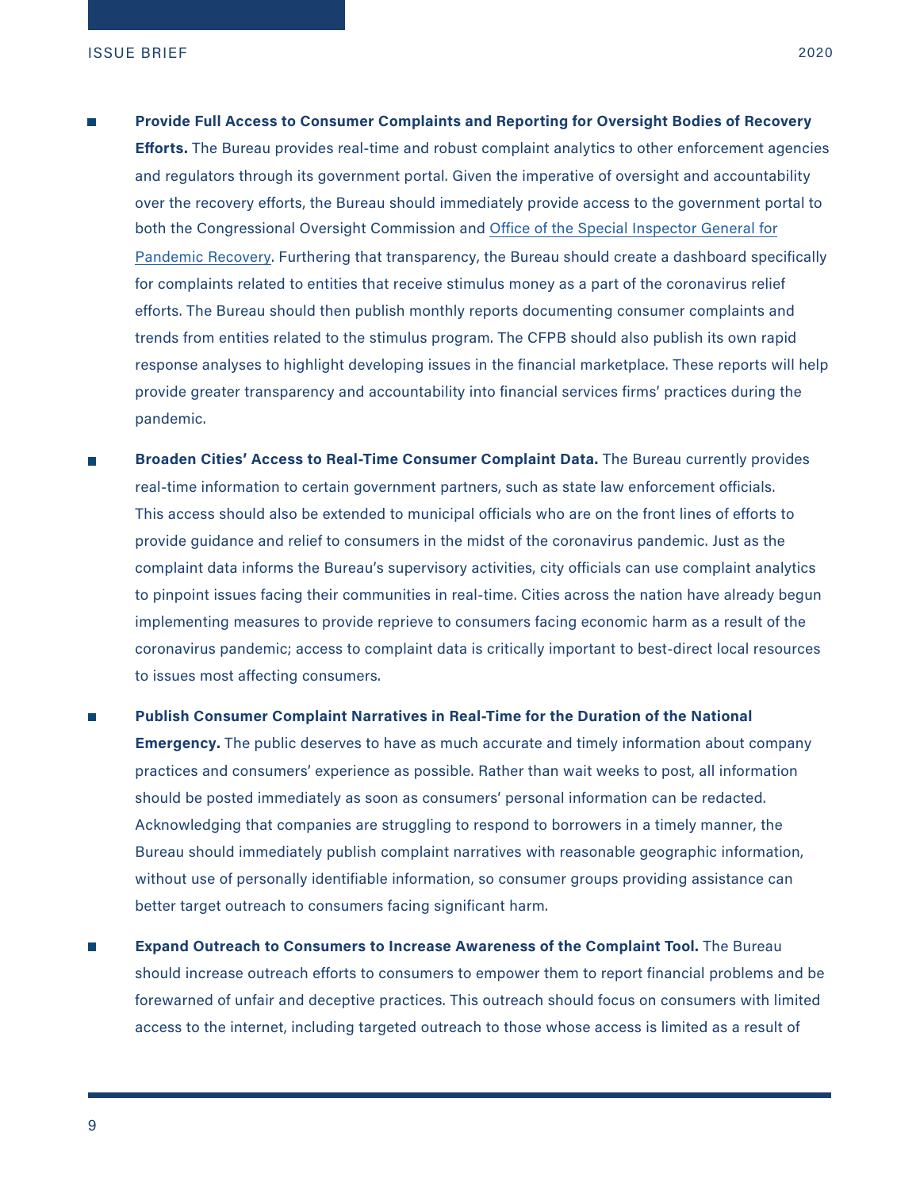- **Provide Full Access to Consumer Complaints and Reporting for Oversight Bodies of Recovery Efforts.** The Bureau provides real-time and robust complaint analytics to other enforcement agencies and regulators through its government portal. Given the imperative of oversight and accountability over the recovery efforts, the Bureau should immediately provide access to the government portal to both the Congressional Oversight Commission and Office of the Special Inspector General for Pandemic Recovery. Furthering that transparency, the Bureau should create a dashboard specifically for complaints related to entities that receive stimulus money as a part of the coronavirus relief efforts. The Bureau should then publish monthly reports documenting consumer complaints and trends from entities related to the stimulus program. The CFPB should also publish its own rapid response analyses to highlight developing issues in the financial marketplace. These reports will help provide greater transparency and accountability into financial services firms' practices during the pandemic.

- **Broaden Cities' Access to Real-Time Consumer Complaint Data.** The Bureau currently provides real-time information to certain government partners, such as state law enforcement officials. This access should also be extended to municipal officials who are on the front lines of efforts to provide guidance and relief to consumers in the midst of the coronavirus pandemic. Just as the complaint data informs the Bureau's supervisory activities, city officials can use complaint analytics to pinpoint issues facing their communities in real-time. Cities across the nation have already begun implementing measures to provide reprieve to consumers facing economic harm as a result of the coronavirus pandemic; access to complaint data is critically important to best-direct local resources to issues most affecting consumers.

- **Publish Consumer Complaint Narratives in Real-Time for the Duration of the National Emergency.** The public deserves to have as much accurate and timely information about company practices and consumers' experience as possible. Rather than wait weeks to post, all information should be posted immediately as soon as consumers' personal information can be redacted. Acknowledging that companies are struggling to respond to borrowers in a timely manner, the Bureau should immediately publish complaint narratives with reasonable geographic information, without use of personally identifiable information, so consumer groups providing assistance can better target outreach to consumers facing significant harm.

- **Expand Outreach to Consumers to Increase Awareness of the Complaint Tool.** The Bureau should increase outreach efforts to consumers to empower them to report financial problems and be forewarned of unfair and deceptive practices. This outreach should focus on consumers with limited access to the internet, including targeted outreach to those whose access is limited as a result of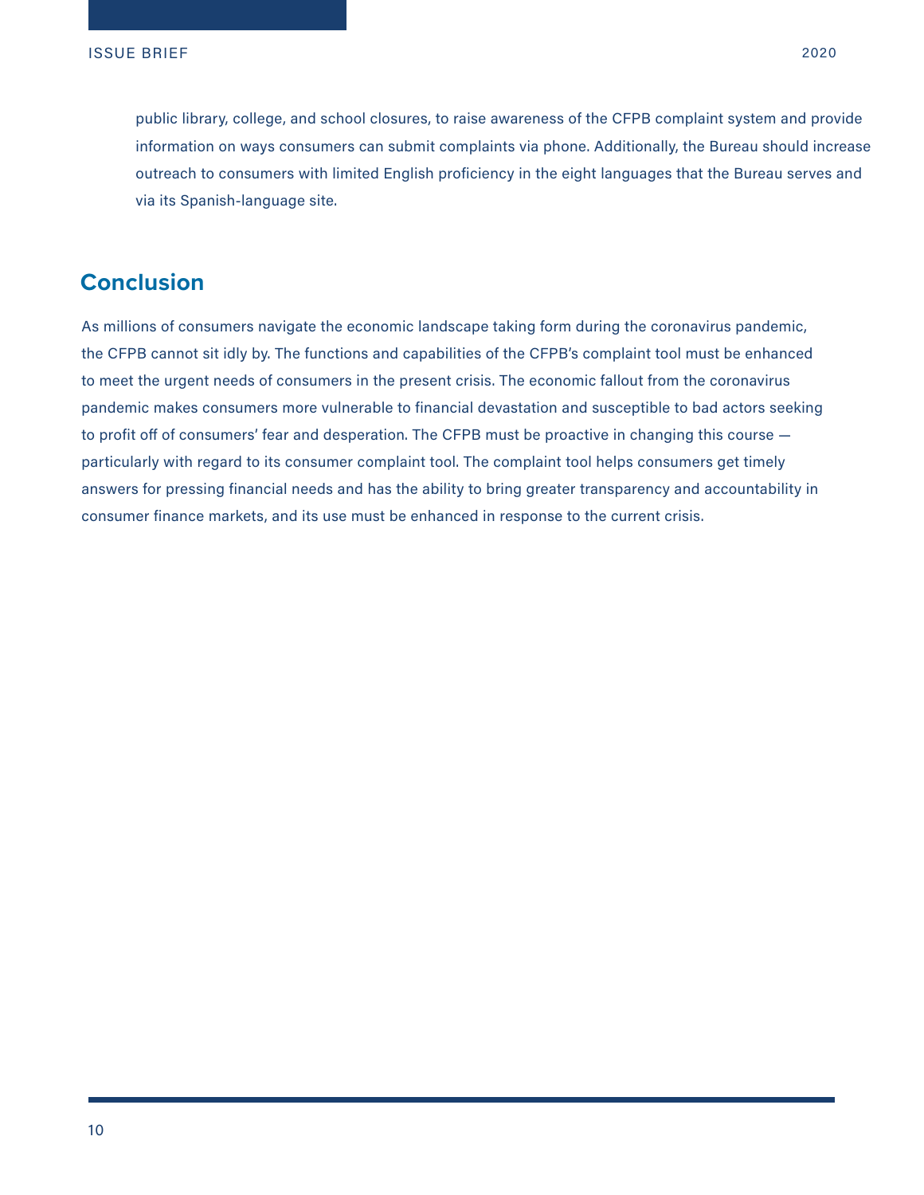public library, college, and school closures, to raise awareness of the CFPB complaint system and provide information on ways consumers can submit complaints via phone. Additionally, the Bureau should increase outreach to consumers with limited English proficiency in the eight languages that the Bureau serves and via its Spanish-language site.

## Conclusion

As millions of consumers navigate the economic landscape taking form during the coronavirus pandemic, the CFPB cannot sit idly by. The functions and capabilities of the CFPB's complaint tool must be enhanced to meet the urgent needs of consumers in the present crisis. The economic fallout from the coronavirus pandemic makes consumers more vulnerable to financial devastation and susceptible to bad actors seeking to profit off of consumers' fear and desperation. The CFPB must be proactive in changing this course — particularly with regard to its consumer complaint tool. The complaint tool helps consumers get timely answers for pressing financial needs and has the ability to bring greater transparency and accountability in consumer finance markets, and its use must be enhanced in response to the current crisis.